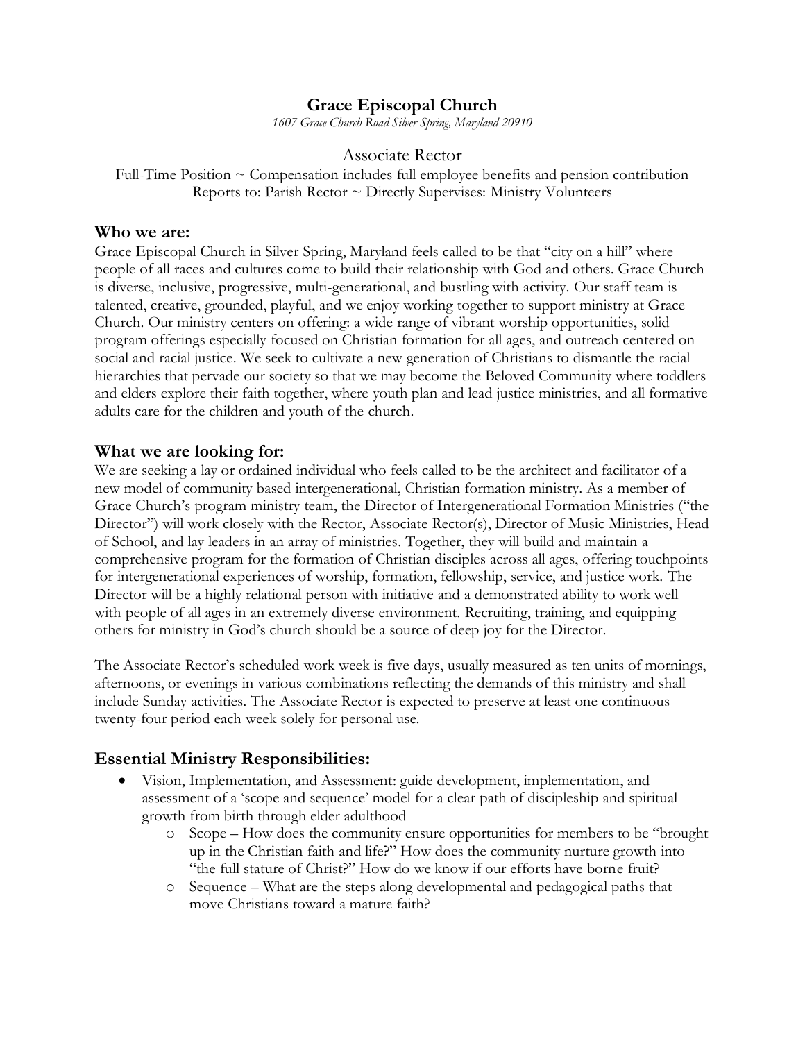# Grace Episcopal Church

*1607 Grace Church Road Silver Spring, Maryland 20910*

## Associate Rector

Full-Time Position ~ Compensation includes full employee benefits and pension contribution
Reports to: Parish Rector ~ Directly Supervises: Ministry Volunteers

## Who we are:

Grace Episcopal Church in Silver Spring, Maryland feels called to be that "city on a hill" where people of all races and cultures come to build their relationship with God and others. Grace Church is diverse, inclusive, progressive, multi-generational, and bustling with activity. Our staff team is talented, creative, grounded, playful, and we enjoy working together to support ministry at Grace Church. Our ministry centers on offering: a wide range of vibrant worship opportunities, solid program offerings especially focused on Christian formation for all ages, and outreach centered on social and racial justice. We seek to cultivate a new generation of Christians to dismantle the racial hierarchies that pervade our society so that we may become the Beloved Community where toddlers and elders explore their faith together, where youth plan and lead justice ministries, and all formative adults care for the children and youth of the church.

## What we are looking for:

We are seeking a lay or ordained individual who feels called to be the architect and facilitator of a new model of community based intergenerational, Christian formation ministry. As a member of Grace Church's program ministry team, the Director of Intergenerational Formation Ministries ("the Director") will work closely with the Rector, Associate Rector(s), Director of Music Ministries, Head of School, and lay leaders in an array of ministries. Together, they will build and maintain a comprehensive program for the formation of Christian disciples across all ages, offering touchpoints for intergenerational experiences of worship, formation, fellowship, service, and justice work. The Director will be a highly relational person with initiative and a demonstrated ability to work well with people of all ages in an extremely diverse environment. Recruiting, training, and equipping others for ministry in God's church should be a source of deep joy for the Director.

The Associate Rector's scheduled work week is five days, usually measured as ten units of mornings, afternoons, or evenings in various combinations reflecting the demands of this ministry and shall include Sunday activities. The Associate Rector is expected to preserve at least one continuous twenty-four period each week solely for personal use.

## Essential Ministry Responsibilities:

- Vision, Implementation, and Assessment: guide development, implementation, and assessment of a 'scope and sequence' model for a clear path of discipleship and spiritual growth from birth through elder adulthood
  - Scope – How does the community ensure opportunities for members to be "brought up in the Christian faith and life?" How does the community nurture growth into "the full stature of Christ?" How do we know if our efforts have borne fruit?
  - Sequence – What are the steps along developmental and pedagogical paths that move Christians toward a mature faith?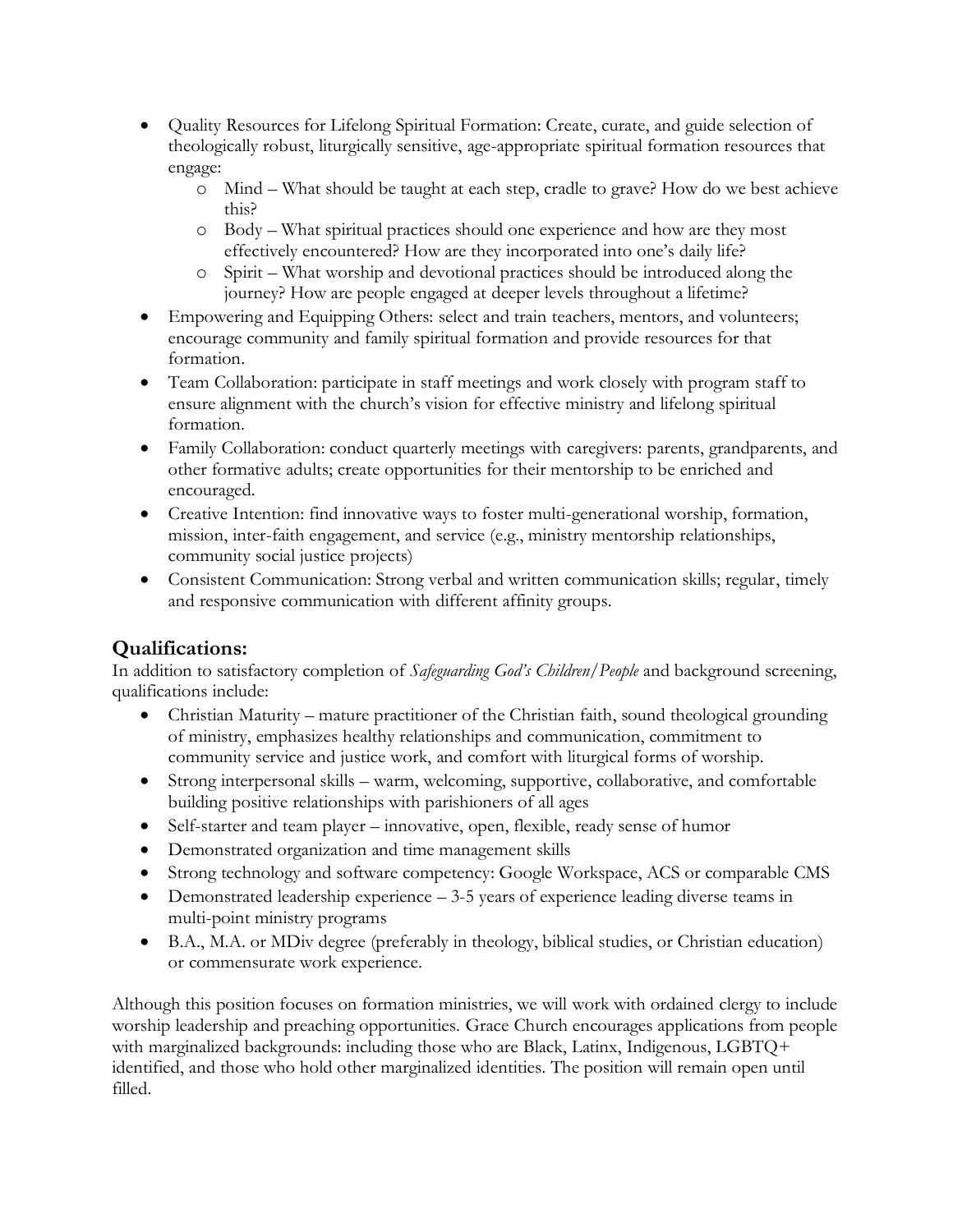- Quality Resources for Lifelong Spiritual Formation: Create, curate, and guide selection of theologically robust, liturgically sensitive, age-appropriate spiritual formation resources that engage:
  - Mind – What should be taught at each step, cradle to grave? How do we best achieve this?
  - Body – What spiritual practices should one experience and how are they most effectively encountered? How are they incorporated into one's daily life?
  - Spirit – What worship and devotional practices should be introduced along the journey? How are people engaged at deeper levels throughout a lifetime?
- Empowering and Equipping Others: select and train teachers, mentors, and volunteers; encourage community and family spiritual formation and provide resources for that formation.
- Team Collaboration: participate in staff meetings and work closely with program staff to ensure alignment with the church's vision for effective ministry and lifelong spiritual formation.
- Family Collaboration: conduct quarterly meetings with caregivers: parents, grandparents, and other formative adults; create opportunities for their mentorship to be enriched and encouraged.
- Creative Intention: find innovative ways to foster multi-generational worship, formation, mission, inter-faith engagement, and service (e.g., ministry mentorship relationships, community social justice projects)
- Consistent Communication: Strong verbal and written communication skills; regular, timely and responsive communication with different affinity groups.

## Qualifications:

In addition to satisfactory completion of *Safeguarding God's Children/People* and background screening, qualifications include:

- Christian Maturity – mature practitioner of the Christian faith, sound theological grounding of ministry, emphasizes healthy relationships and communication, commitment to community service and justice work, and comfort with liturgical forms of worship.
- Strong interpersonal skills – warm, welcoming, supportive, collaborative, and comfortable building positive relationships with parishioners of all ages
- Self-starter and team player – innovative, open, flexible, ready sense of humor
- Demonstrated organization and time management skills
- Strong technology and software competency: Google Workspace, ACS or comparable CMS
- Demonstrated leadership experience – 3-5 years of experience leading diverse teams in multi-point ministry programs
- B.A., M.A. or MDiv degree (preferably in theology, biblical studies, or Christian education) or commensurate work experience.

Although this position focuses on formation ministries, we will work with ordained clergy to include worship leadership and preaching opportunities. Grace Church encourages applications from people with marginalized backgrounds: including those who are Black, Latinx, Indigenous, LGBTQ+ identified, and those who hold other marginalized identities. The position will remain open until filled.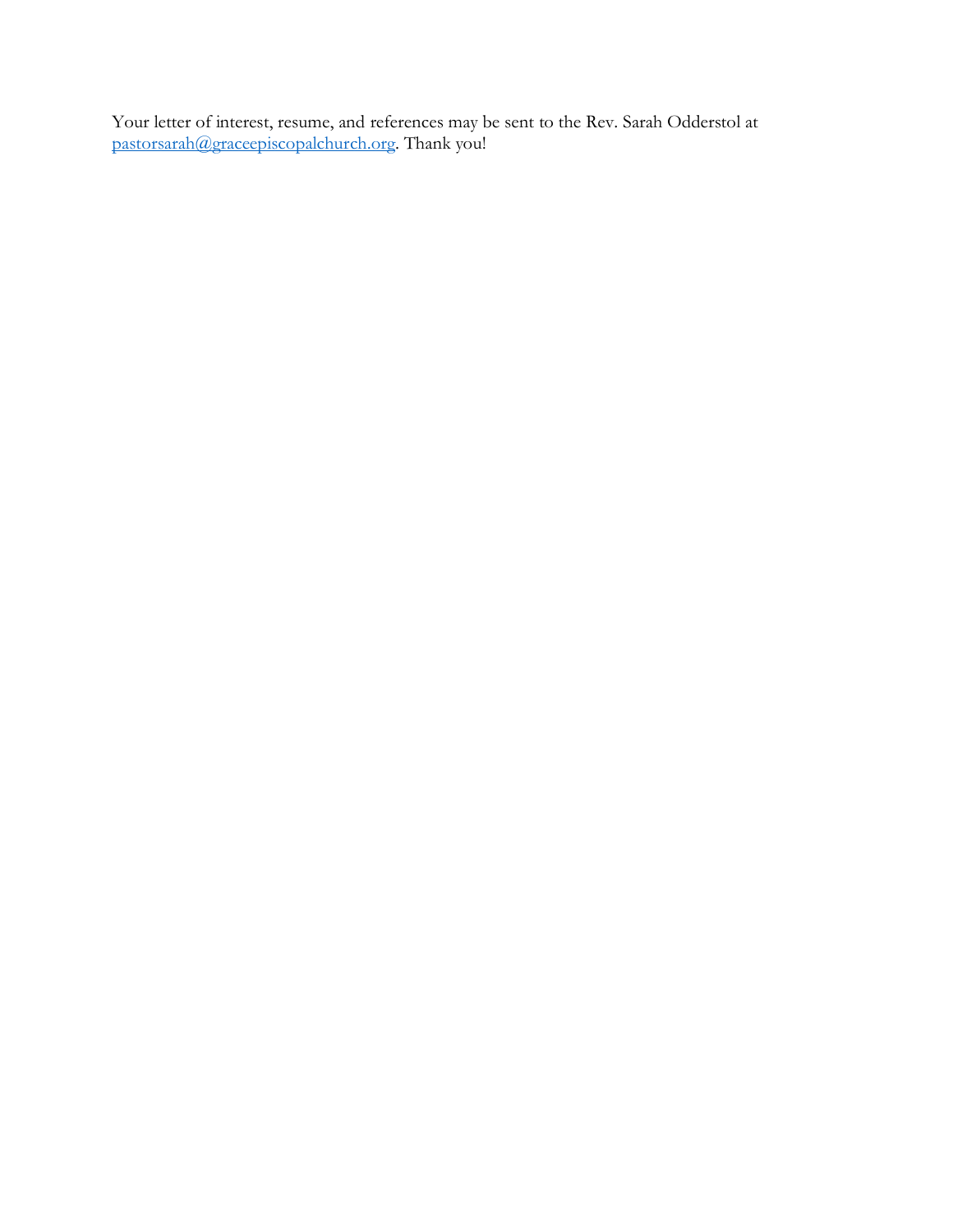Your letter of interest, resume, and references may be sent to the Rev. Sarah Odderstol at [pastorsarah@graceepiscopalchurch.org](mailto:pastorsarah@graceepiscopalchurch.org). Thank you!